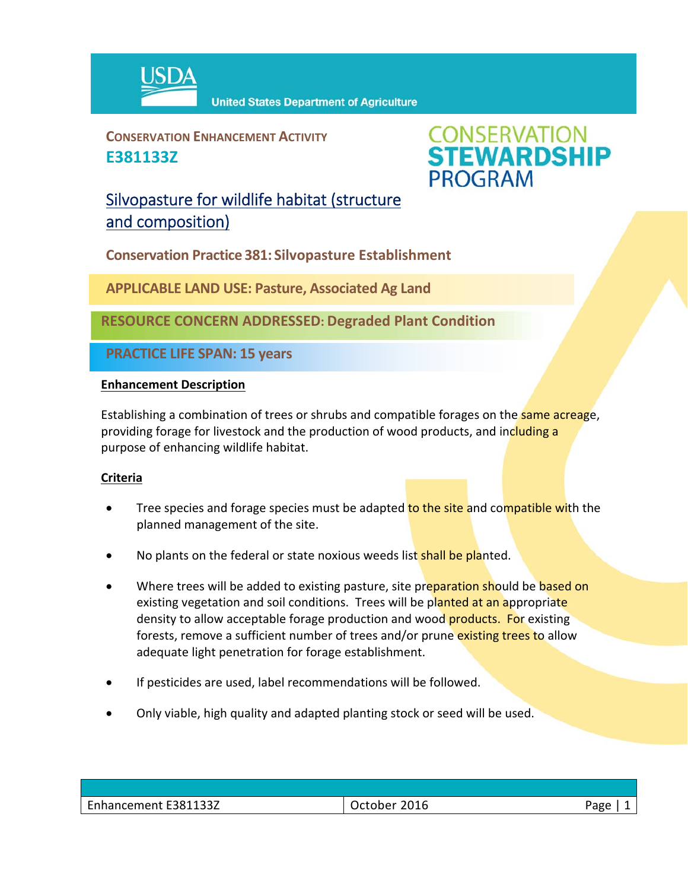USDA United States Department of Agriculture

**CONSERVATION ENHANCEMENT ACTIVITY**
**E381133Z**

CONSERVATION STEWARDSHIP PROGRAM

# Silvopasture for wildlife habitat (structure and composition)

**Conservation Practice 381: Silvopasture Establishment**

**APPLICABLE LAND USE: Pasture, Associated Ag Land**

**RESOURCE CONCERN ADDRESSED: Degraded Plant Condition**

**PRACTICE LIFE SPAN: 15 years**

## Enhancement Description

Establishing a combination of trees or shrubs and compatible forages on the same acreage, providing forage for livestock and the production of wood products, and including a purpose of enhancing wildlife habitat.

## Criteria

- Tree species and forage species must be adapted to the site and compatible with the planned management of the site.
- No plants on the federal or state noxious weeds list shall be planted.
- Where trees will be added to existing pasture, site preparation should be based on existing vegetation and soil conditions. Trees will be planted at an appropriate density to allow acceptable forage production and wood products. For existing forests, remove a sufficient number of trees and/or prune existing trees to allow adequate light penetration for forage establishment.
- If pesticides are used, label recommendations will be followed.
- Only viable, high quality and adapted planting stock or seed will be used.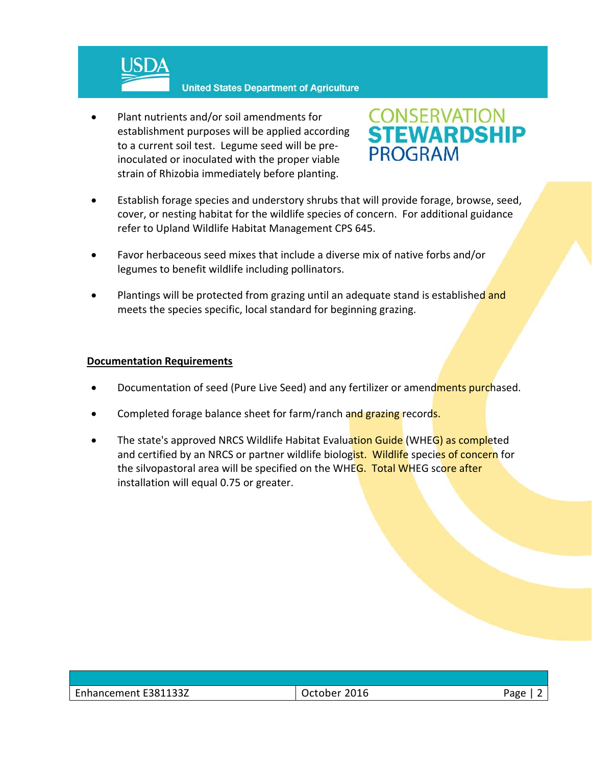- Plant nutrients and/or soil amendments for establishment purposes will be applied according to a current soil test. Legume seed will be pre-inoculated or inoculated with the proper viable strain of Rhizobia immediately before planting.

- Establish forage species and understory shrubs that will provide forage, browse, seed, cover, or nesting habitat for the wildlife species of concern. For additional guidance refer to Upland Wildlife Habitat Management CPS 645.

- Favor herbaceous seed mixes that include a diverse mix of native forbs and/or legumes to benefit wildlife including pollinators.

- Plantings will be protected from grazing until an adequate stand is established and meets the species specific, local standard for beginning grazing.

**Documentation Requirements**

- Documentation of seed (Pure Live Seed) and any fertilizer or amendments purchased.

- Completed forage balance sheet for farm/ranch and grazing records.

- The state's approved NRCS Wildlife Habitat Evaluation Guide (WHEG) as completed and certified by an NRCS or partner wildlife biologist. Wildlife species of concern for the silvopastoral area will be specified on the WHEG. Total WHEG score after installation will equal 0.75 or greater.